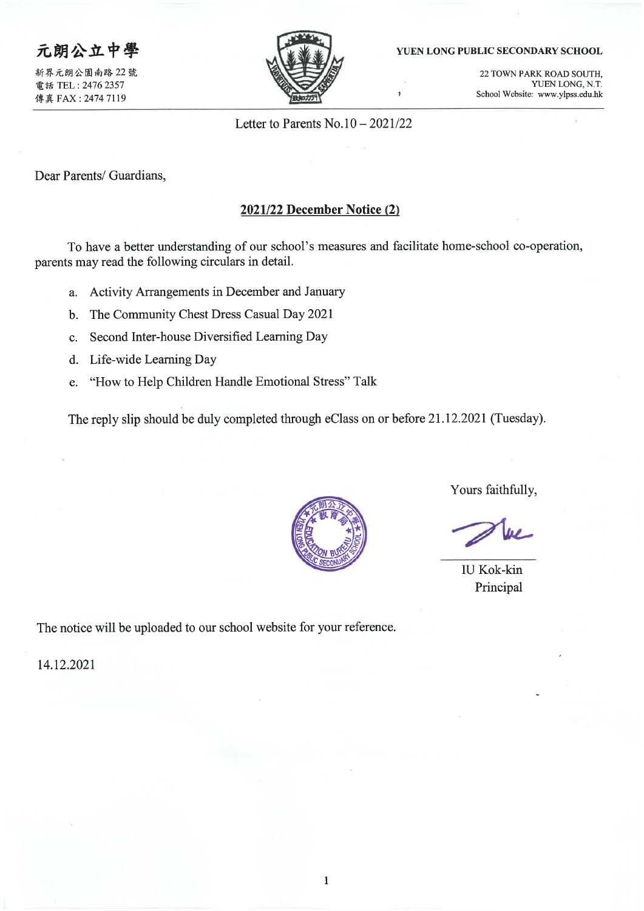# 元朗公立中學

新界元朗公園南路 22 號
電話 TEL : 2476 2357
傳真 FAX : 2474 7119

**YUEN LONG PUBLIC SECONDARY SCHOOL**

22 TOWN PARK ROAD SOUTH,
YUEN LONG, N.T.
School Website: www.ylpss.edu.hk

Letter to Parents No.10 – 2021/22

Dear Parents/ Guardians,

## 2021/22 December Notice (2)

To have a better understanding of our school's measures and facilitate home-school co-operation, parents may read the following circulars in detail.

a. Activity Arrangements in December and January
b. The Community Chest Dress Casual Day 2021
c. Second Inter-house Diversified Learning Day
d. Life-wide Learning Day
e. "How to Help Children Handle Emotional Stress" Talk

The reply slip should be duly completed through eClass on or before 21.12.2021 (Tuesday).

Yours faithfully,

IU Kok-kin
Principal

The notice will be uploaded to our school website for your reference.

14.12.2021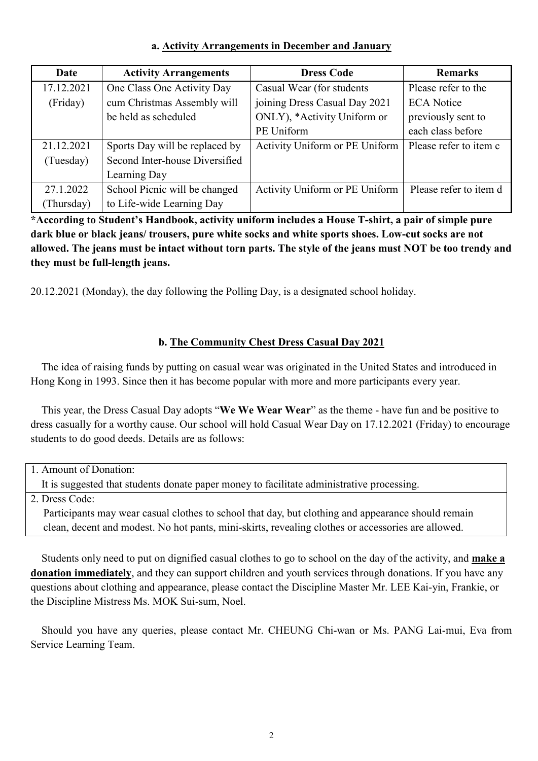### a. Activity Arrangements in December and January

| Date | Activity Arrangements | Dress Code | Remarks |
|---|---|---|---|
| 17.12.2021 (Friday) | One Class One Activity Day cum Christmas Assembly will be held as scheduled | Casual Wear (for students joining Dress Casual Day 2021 ONLY), *Activity Uniform or PE Uniform | Please refer to the ECA Notice previously sent to each class before |
| 21.12.2021 (Tuesday) | Sports Day will be replaced by Second Inter-house Diversified Learning Day | Activity Uniform or PE Uniform | Please refer to item c |
| 27.1.2022 (Thursday) | School Picnic will be changed to Life-wide Learning Day | Activity Uniform or PE Uniform | Please refer to item d |

**\*According to Student's Handbook, activity uniform includes a House T-shirt, a pair of simple pure dark blue or black jeans/ trousers, pure white socks and white sports shoes. Low-cut socks are not allowed. The jeans must be intact without torn parts. The style of the jeans must NOT be too trendy and they must be full-length jeans.**

20.12.2021 (Monday), the day following the Polling Day, is a designated school holiday.

### b. The Community Chest Dress Casual Day 2021

The idea of raising funds by putting on casual wear was originated in the United States and introduced in Hong Kong in 1993. Since then it has become popular with more and more participants every year.

This year, the Dress Casual Day adopts "**We We Wear Wear**" as the theme - have fun and be positive to dress casually for a worthy cause. Our school will hold Casual Wear Day on 17.12.2021 (Friday) to encourage students to do good deeds. Details are as follows:

| 1. Amount of Donation: It is suggested that students donate paper money to facilitate administrative processing. |
|---|
| 2. Dress Code: Participants may wear casual clothes to school that day, but clothing and appearance should remain clean, decent and modest. No hot pants, mini-skirts, revealing clothes or accessories are allowed. |

Students only need to put on dignified casual clothes to go to school on the day of the activity, and **make a donation immediately**, and they can support children and youth services through donations. If you have any questions about clothing and appearance, please contact the Discipline Master Mr. LEE Kai-yin, Frankie, or the Discipline Mistress Ms. MOK Sui-sum, Noel.

Should you have any queries, please contact Mr. CHEUNG Chi-wan or Ms. PANG Lai-mui, Eva from Service Learning Team.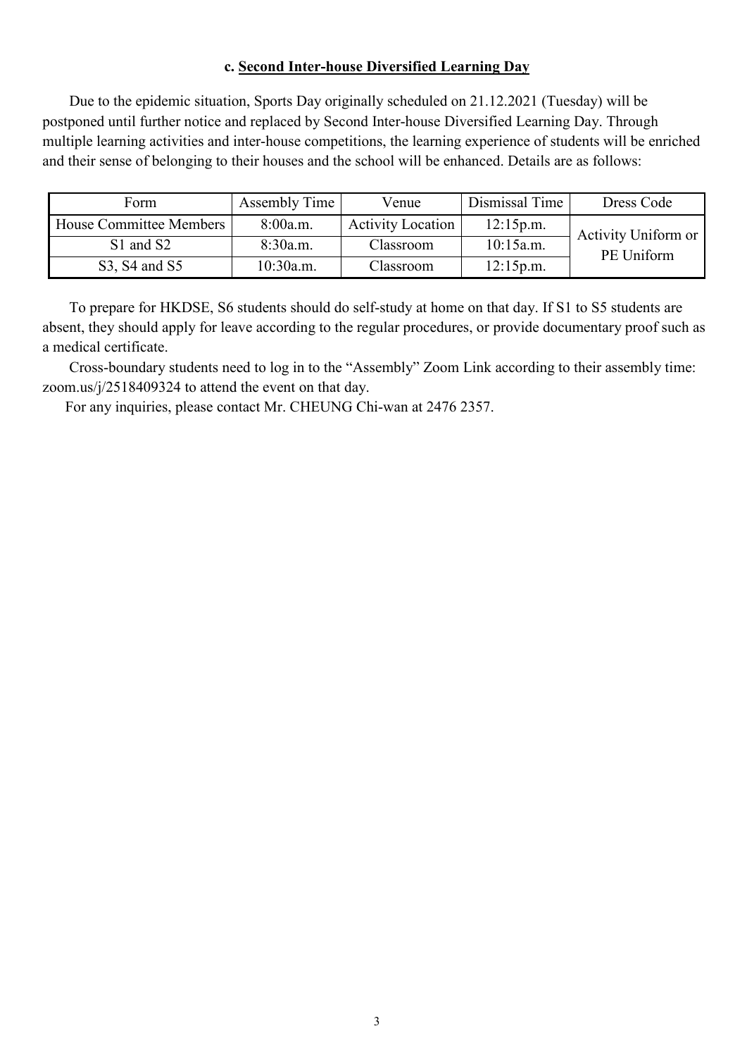### c. Second Inter-house Diversified Learning Day

Due to the epidemic situation, Sports Day originally scheduled on 21.12.2021 (Tuesday) will be postponed until further notice and replaced by Second Inter-house Diversified Learning Day. Through multiple learning activities and inter-house competitions, the learning experience of students will be enriched and their sense of belonging to their houses and the school will be enhanced. Details are as follows:

| Form | Assembly Time | Venue | Dismissal Time | Dress Code |
|---|---|---|---|---|
| House Committee Members | 8:00a.m. | Activity Location | 12:15p.m. | Activity Uniform or PE Uniform |
| S1 and S2 | 8:30a.m. | Classroom | 10:15a.m. | |
| S3, S4 and S5 | 10:30a.m. | Classroom | 12:15p.m. | |

To prepare for HKDSE, S6 students should do self-study at home on that day. If S1 to S5 students are absent, they should apply for leave according to the regular procedures, or provide documentary proof such as a medical certificate.

Cross-boundary students need to log in to the "Assembly" Zoom Link according to their assembly time: zoom.us/j/2518409324 to attend the event on that day.

For any inquiries, please contact Mr. CHEUNG Chi-wan at 2476 2357.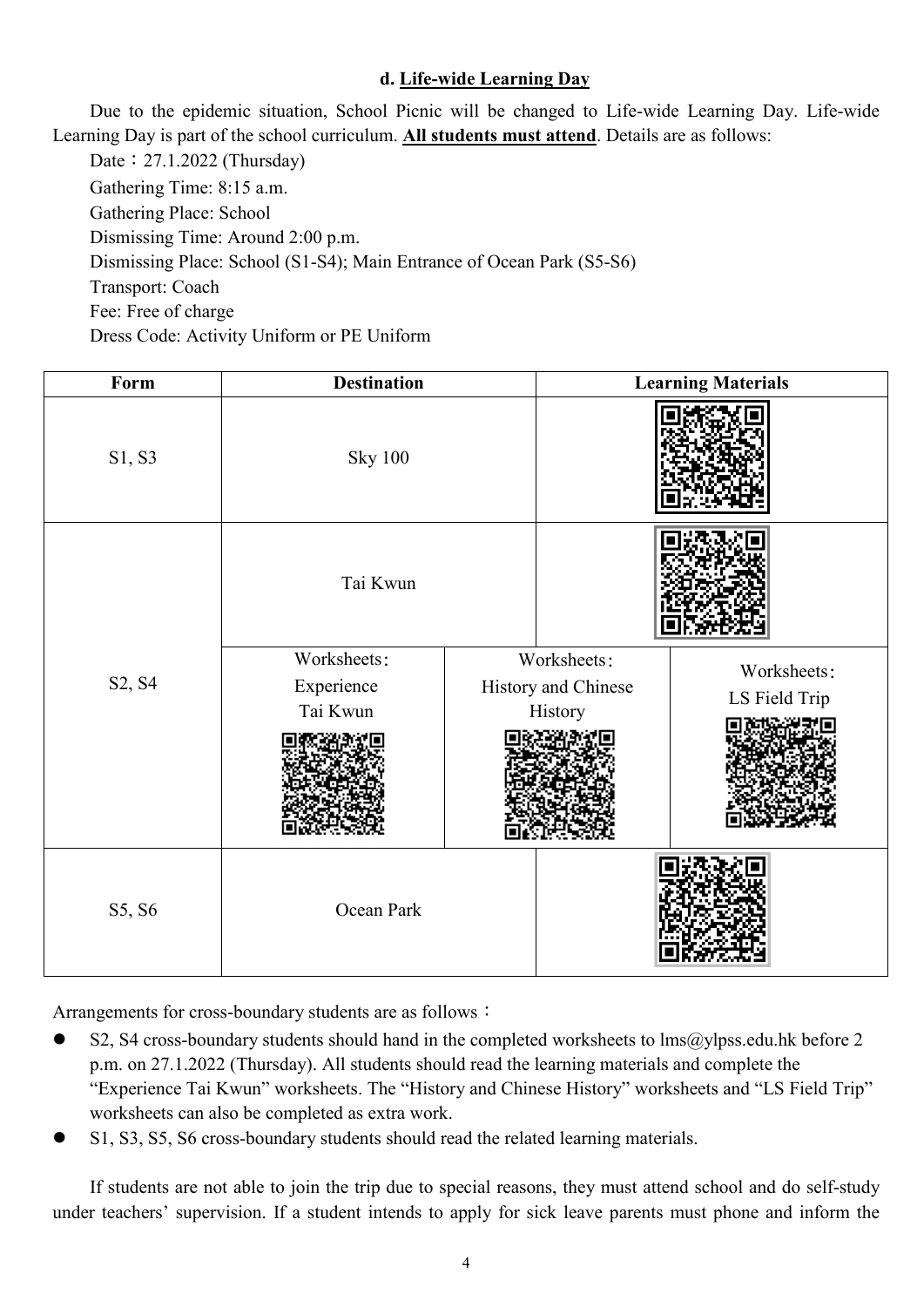### d. Life-wide Learning Day

Due to the epidemic situation, School Picnic will be changed to Life-wide Learning Day. Life-wide Learning Day is part of the school curriculum. **All students must attend**. Details are as follows:

Date：27.1.2022 (Thursday)

Gathering Time: 8:15 a.m.

Gathering Place: School

Dismissing Time: Around 2:00 p.m.

Dismissing Place: School (S1-S4); Main Entrance of Ocean Park (S5-S6)

Transport: Coach

Fee: Free of charge

Dress Code: Activity Uniform or PE Uniform

| Form | Destination | | Learning Materials |
|---|---|---|---|
| S1, S3 | Sky 100 | | |
| S2, S4 | Tai Kwun | | |
| | Worksheets: Experience Tai Kwun | Worksheets: History and Chinese History | Worksheets: LS Field Trip |
| S5, S6 | Ocean Park | | |

Arrangements for cross-boundary students are as follows：

- S2, S4 cross-boundary students should hand in the completed worksheets to lms@ylpss.edu.hk before 2 p.m. on 27.1.2022 (Thursday). All students should read the learning materials and complete the "Experience Tai Kwun" worksheets. The "History and Chinese History" worksheets and "LS Field Trip" worksheets can also be completed as extra work.
- S1, S3, S5, S6 cross-boundary students should read the related learning materials.

If students are not able to join the trip due to special reasons, they must attend school and do self-study under teachers' supervision. If a student intends to apply for sick leave parents must phone and inform the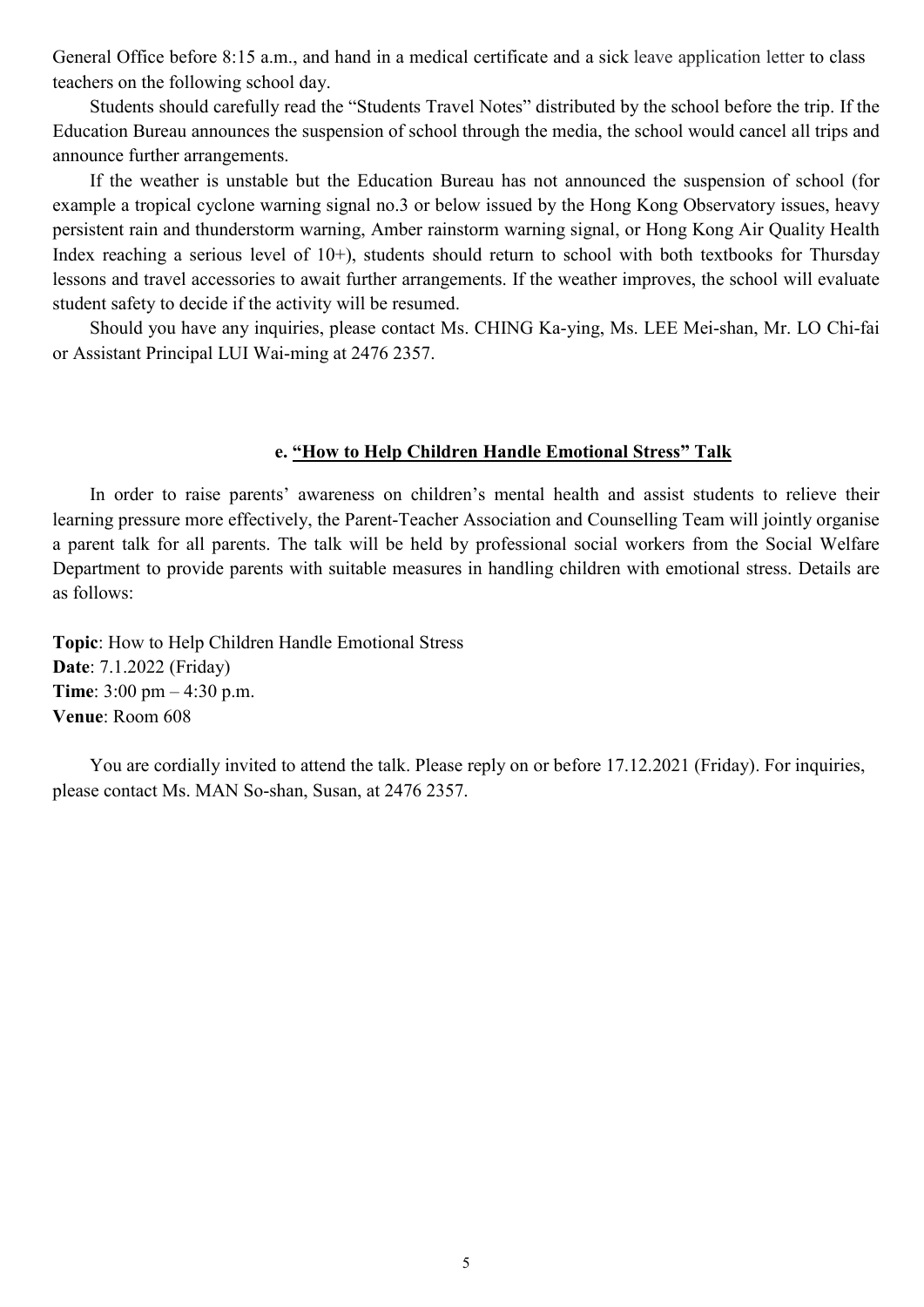General Office before 8:15 a.m., and hand in a medical certificate and a sick leave application letter to class teachers on the following school day.

Students should carefully read the "Students Travel Notes" distributed by the school before the trip. If the Education Bureau announces the suspension of school through the media, the school would cancel all trips and announce further arrangements.

If the weather is unstable but the Education Bureau has not announced the suspension of school (for example a tropical cyclone warning signal no.3 or below issued by the Hong Kong Observatory issues, heavy persistent rain and thunderstorm warning, Amber rainstorm warning signal, or Hong Kong Air Quality Health Index reaching a serious level of 10+), students should return to school with both textbooks for Thursday lessons and travel accessories to await further arrangements. If the weather improves, the school will evaluate student safety to decide if the activity will be resumed.

Should you have any inquiries, please contact Ms. CHING Ka-ying, Ms. LEE Mei-shan, Mr. LO Chi-fai or Assistant Principal LUI Wai-ming at 2476 2357.

### e. "How to Help Children Handle Emotional Stress" Talk

In order to raise parents' awareness on children's mental health and assist students to relieve their learning pressure more effectively, the Parent-Teacher Association and Counselling Team will jointly organise a parent talk for all parents. The talk will be held by professional social workers from the Social Welfare Department to provide parents with suitable measures in handling children with emotional stress. Details are as follows:

**Topic**: How to Help Children Handle Emotional Stress
**Date**: 7.1.2022 (Friday)
**Time**: 3:00 pm – 4:30 p.m.
**Venue**: Room 608

You are cordially invited to attend the talk. Please reply on or before 17.12.2021 (Friday). For inquiries, please contact Ms. MAN So-shan, Susan, at 2476 2357.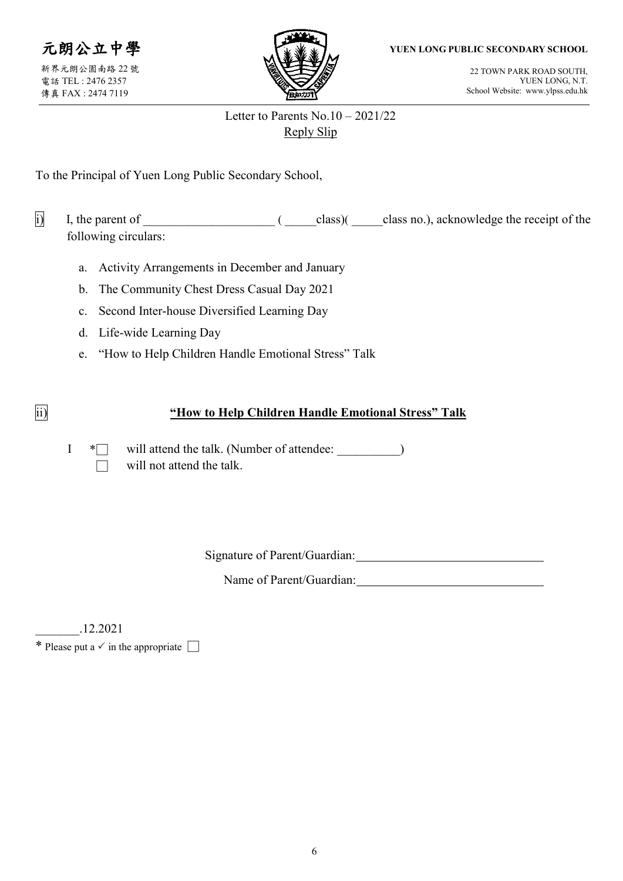元朗公立中學

新界元朗公園南路 22 號
電話 TEL : 2476 2357
傳真 FAX : 2474 7119

**YUEN LONG PUBLIC SECONDARY SCHOOL**

22 TOWN PARK ROAD SOUTH,
YUEN LONG, N.T.
School Website: www.ylpss.edu.hk

Letter to Parents No.10 – 2021/22

Reply Slip

To the Principal of Yuen Long Public Secondary School,

i) I, the parent of ____________________ ( _____class)( _____class no.), acknowledge the receipt of the following circulars:

a. Activity Arrangements in December and January
b. The Community Chest Dress Casual Day 2021
c. Second Inter-house Diversified Learning Day
d. Life-wide Learning Day
e. "How to Help Children Handle Emotional Stress" Talk

ii) **"How to Help Children Handle Emotional Stress" Talk**

I *☐ will attend the talk. (Number of attendee: __________)
☐ will not attend the talk.

Signature of Parent/Guardian: ______________________________

Name of Parent/Guardian: ______________________________

_______.12.2021

* Please put a ✓ in the appropriate ☐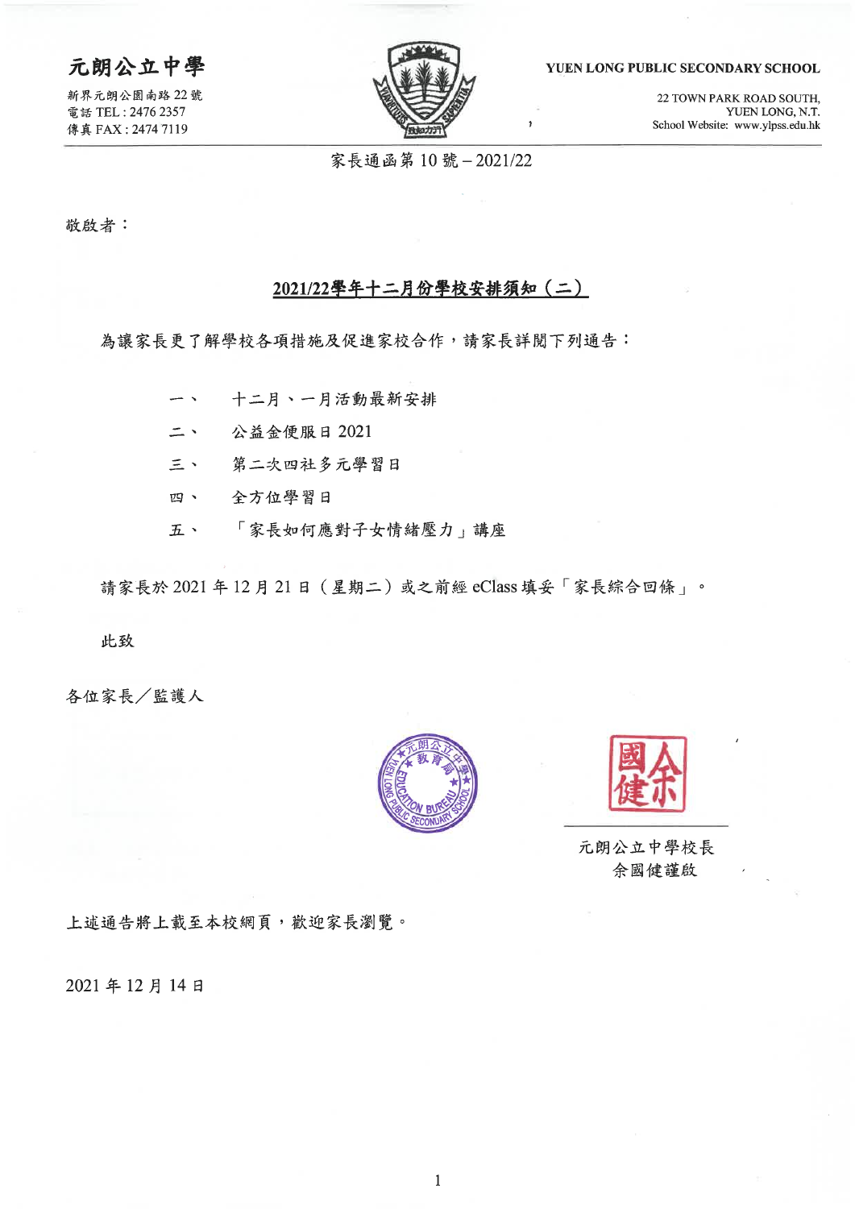# 元朗公立中學

新界元朗公園南路 22 號
電話 TEL : 2476 2357
傳真 FAX : 2474 7119

**YUEN LONG PUBLIC SECONDARY SCHOOL**

22 TOWN PARK ROAD SOUTH,
YUEN LONG, N.T.
School Website: www.ylpss.edu.hk

家長通函第 10 號 – 2021/22

敬啟者：

## 2021/22學年十二月份學校安排須知（二）

為讓家長更了解學校各項措施及促進家校合作，請家長詳閱下列通告：

一、 十二月、一月活動最新安排

二、 公益金便服日 2021

三、 第二次四社多元學習日

四、 全方位學習日

五、 「家長如何應對子女情緒壓力」講座

請家長於 2021 年 12 月 21 日（星期二）或之前經 eClass 填妥「家長綜合回條」。

此致

各位家長／監護人

元朗公立中學校長
余國健謹啟

上述通告將上載至本校網頁，歡迎家長瀏覽。

2021 年 12 月 14 日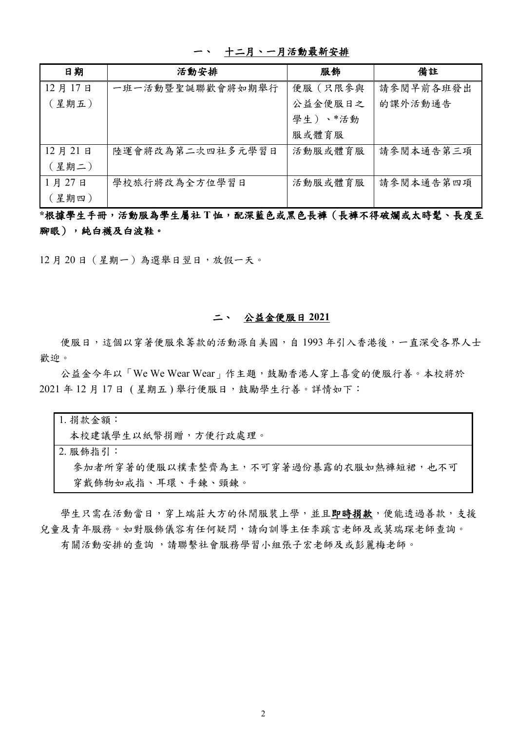## 一、 十二月、一月活動最新安排

| 日期 | 活動安排 | 服飾 | 備註 |
|---|---|---|---|
| 12 月 17 日（星期五） | 一班一活動暨聖誕聯歡會將如期舉行 | 便服（只限參與公益金便服日之學生）、*活動服或體育服 | 請參閱早前各班發出的課外活動通告 |
| 12 月 21 日（星期二） | 陸運會將改為第二次四社多元學習日 | 活動服或體育服 | 請參閱本通告第三項 |
| 1 月 27 日（星期四） | 學校旅行將改為全方位學習日 | 活動服或體育服 | 請參閱本通告第四項 |

**\*根據學生手冊，活動服為學生屬社 T 恤，配深藍色或黑色長褲（長褲不得破爛或太時髦、長度至腳眼），純白襪及白波鞋。**

12 月 20 日（星期一）為選舉日翌日，放假一天。

## 二、 公益金便服日 2021

便服日，這個以穿著便服來籌款的活動源自美國，自 1993 年引入香港後，一直深受各界人士歡迎。

公益金今年以「We We Wear Wear」作主題，鼓勵香港人穿上喜愛的便服行善。本校將於 2021 年 12 月 17 日（星期五）舉行便服日，鼓勵學生行善。詳情如下：

| 1. 捐款金額：<br>本校建議學生以紙幣捐贈，方便行政處理。 |
|---|
| 2. 服飾指引：<br>參加者所穿著的便服以樸素整齊為主，不可穿著過份暴露的衣服如熱褲短裙，也不可穿戴飾物如戒指、耳環、手鍊、頸鍊。 |

學生只需在活動當日，穿上端莊大方的休閒服裝上學，並且**即時捐款**，便能透過善款，支援兒童及青年服務。如對服飾儀容有任何疑問，請向訓導主任李蹊言老師及或莫瑞琛老師查詢。

有關活動安排的查詢，請聯繫社會服務學習小組張子宏老師及或彭麗梅老師。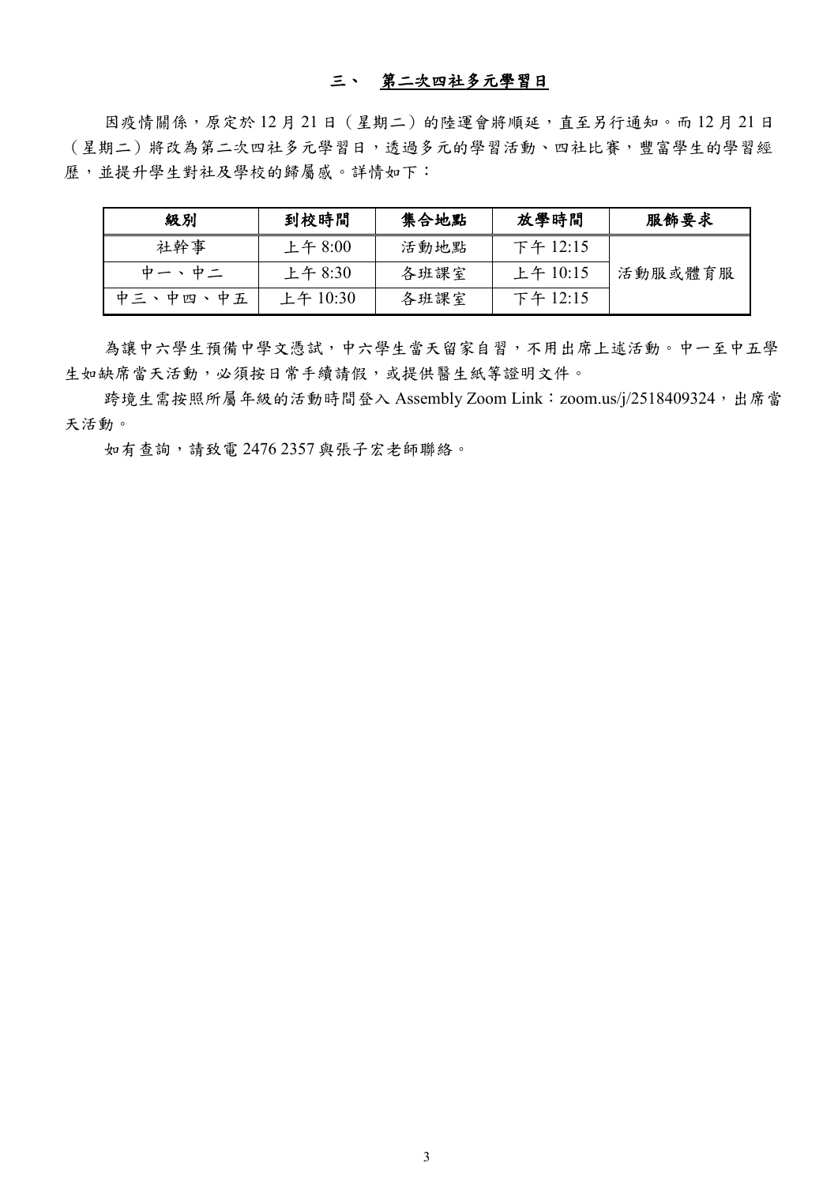## 三、 第二次四社多元學習日

因疫情關係，原定於 12 月 21 日（星期二）的陸運會將順延，直至另行通知。而 12 月 21 日（星期二）將改為第二次四社多元學習日，透過多元的學習活動、四社比賽，豐富學生的學習經歷，並提升學生對社及學校的歸屬感。詳情如下：

| 級別 | 到校時間 | 集合地點 | 放學時間 | 服飾要求 |
| --- | --- | --- | --- | --- |
| 社幹事 | 上午 8:00 | 活動地點 | 下午 12:15 | 活動服或體育服 |
| 中一、中二 | 上午 8:30 | 各班課室 | 上午 10:15 | |
| 中三、中四、中五 | 上午 10:30 | 各班課室 | 下午 12:15 | |

為讓中六學生預備中學文憑試，中六學生當天留家自習，不用出席上述活動。中一至中五學生如缺席當天活動，必須按日常手續請假，或提供醫生紙等證明文件。

跨境生需按照所屬年級的活動時間登入 Assembly Zoom Link：zoom.us/j/2518409324，出席當天活動。

如有查詢，請致電 2476 2357 與張子宏老師聯絡。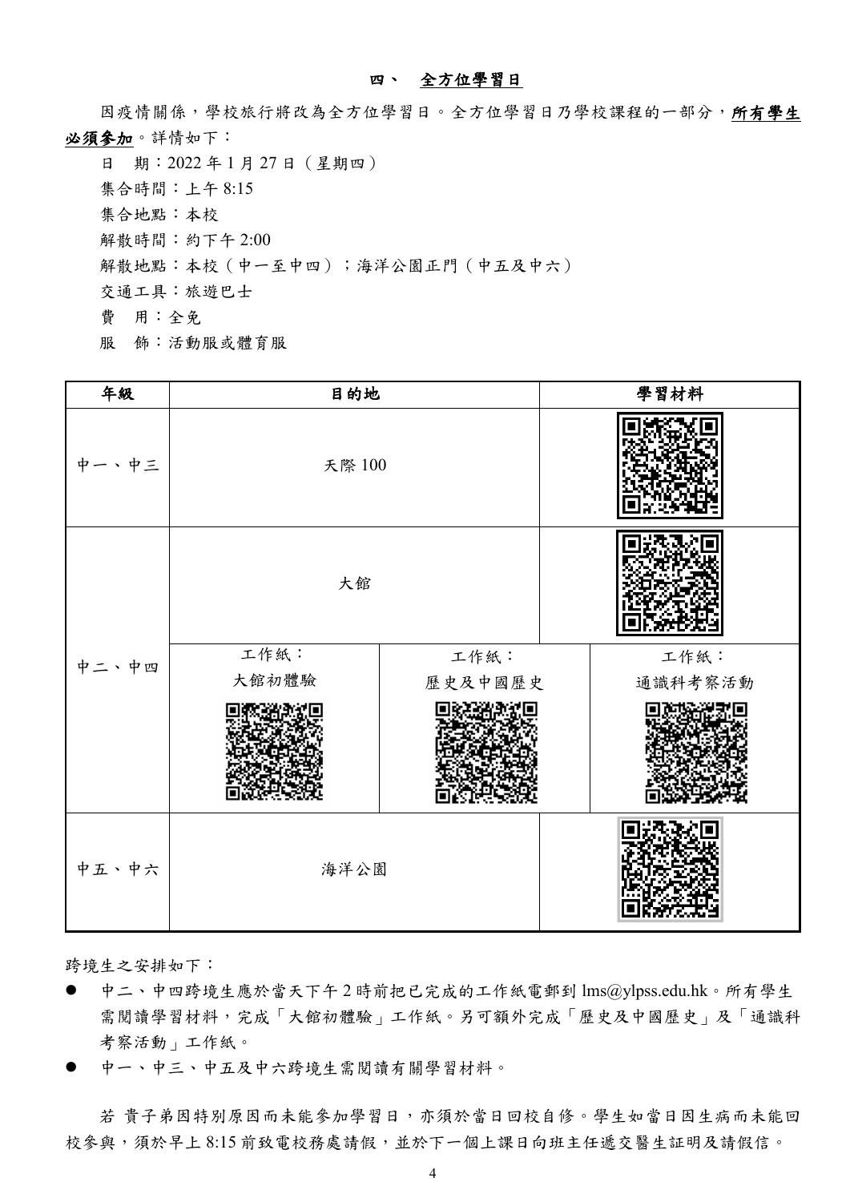## 四、 全方位學習日

因疫情關係，學校旅行將改為全方位學習日。全方位學習日乃學校課程的一部分，**所有學生必須參加**。詳情如下：

日　期：2022 年 1 月 27 日（星期四）
集合時間：上午 8:15
集合地點：本校
解散時間：約下午 2:00
解散地點：本校（中一至中四）；海洋公園正門（中五及中六）
交通工具：旅遊巴士
費　用：全免
服　飾：活動服或體育服

| 年級 | 目的地 | | 學習材料 |
|---|---|---|---|
| 中一、中三 | 天際 100 | | |
| 中二、中四 | 大館 | | |
| | 工作紙：大館初體驗 | 工作紙：歷史及中國歷史 | 工作紙：通識科考察活動 |
| 中五、中六 | 海洋公園 | | |

跨境生之安排如下：

- 中二、中四跨境生應於當天下午 2 時前把已完成的工作紙電郵到 lms@ylpss.edu.hk。所有學生需閱讀學習材料，完成「大館初體驗」工作紙。另可額外完成「歷史及中國歷史」及「通識科考察活動」工作紙。
- 中一、中三、中五及中六跨境生需閱讀有關學習材料。

若 貴子弟因特別原因而未能參加學習日，亦須於當日回校自修。學生如當日因生病而未能回校參與，須於早上 8:15 前致電校務處請假，並於下一個上課日向班主任遞交醫生証明及請假信。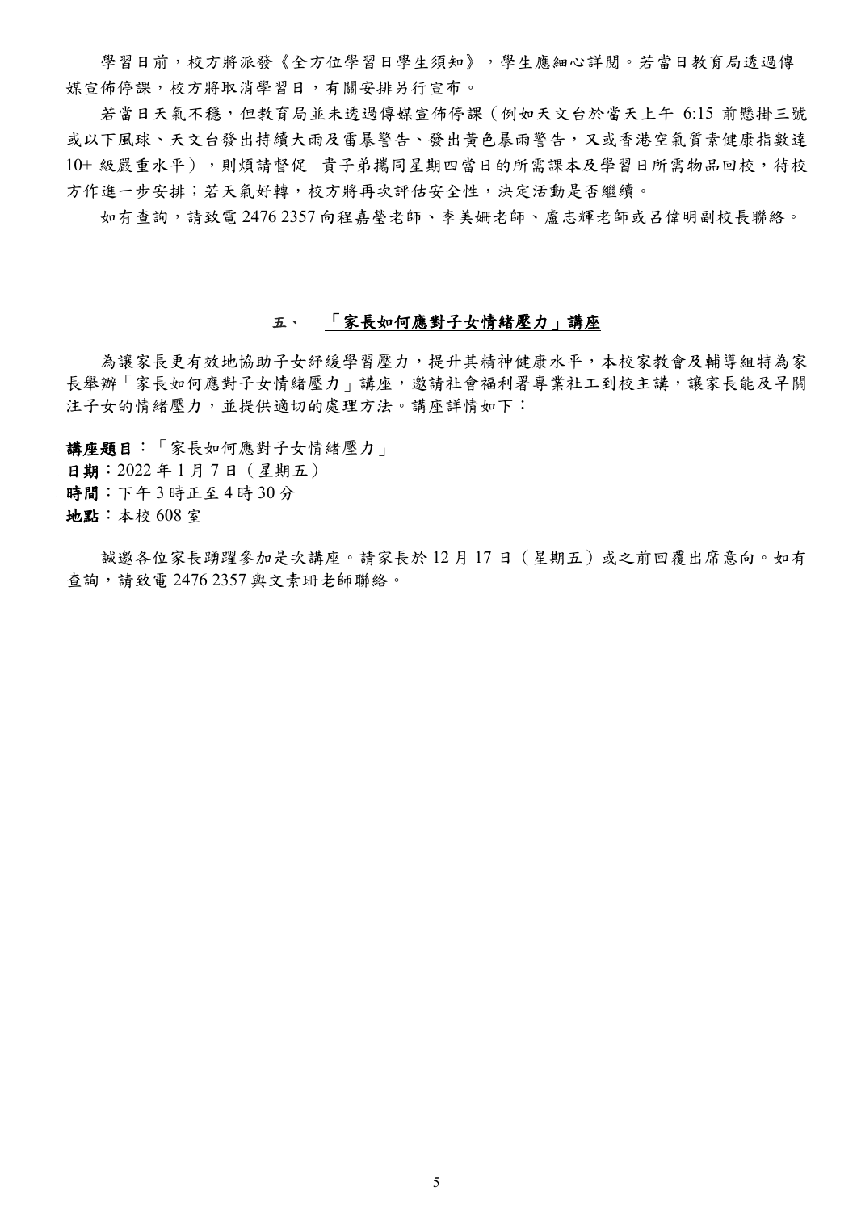學習日前，校方將派發《全方位學習日學生須知》，學生應細心詳閱。若當日教育局透過傳媒宣佈停課，校方將取消學習日，有關安排另行宣布。

若當日天氣不穩，但教育局並未透過傳媒宣佈停課（例如天文台於當天上午 6:15 前懸掛三號或以下風球、天文台發出持續大雨及雷暴警告、發出黃色暴雨警告，又或香港空氣質素健康指數達 10+ 級嚴重水平），則煩請督促 貴子弟攜同星期四當日的所需課本及學習日所需物品回校，待校方作進一步安排；若天氣好轉，校方將再次評估安全性，決定活動是否繼續。

如有查詢，請致電 2476 2357 向程嘉瑩老師、李美姍老師、盧志輝老師或呂偉明副校長聯絡。

## 五、 「家長如何應對子女情緒壓力」講座

為讓家長更有效地協助子女紓緩學習壓力，提升其精神健康水平，本校家教會及輔導組特為家長舉辦「家長如何應對子女情緒壓力」講座，邀請社會福利署專業社工到校主講，讓家長能及早關注子女的情緒壓力，並提供適切的處理方法。講座詳情如下：

**講座題目**：「家長如何應對子女情緒壓力」
**日期**：2022 年 1 月 7 日（星期五）
**時間**：下午 3 時正至 4 時 30 分
**地點**：本校 608 室

誠邀各位家長踴躍參加是次講座。請家長於 12 月 17 日（星期五）或之前回覆出席意向。如有查詢，請致電 2476 2357 與文素珊老師聯絡。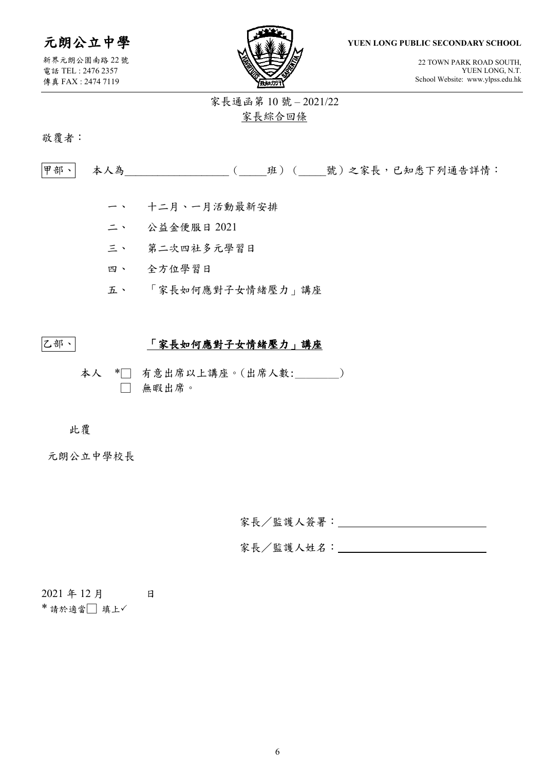# 元朗公立中學

新界元朗公園南路 22 號
電話 TEL : 2476 2357
傳真 FAX : 2474 7119

**YUEN LONG PUBLIC SECONDARY SCHOOL**

22 TOWN PARK ROAD SOUTH,
YUEN LONG, N.T.
School Website: www.ylpss.edu.hk

家長通函第 10 號 – 2021/22

家長綜合回條

敬覆者：

甲部、 本人為\_\_\_\_\_\_\_\_\_\_\_\_\_\_\_\_\_\_\_（\_\_\_\_\_班）（\_\_\_\_\_號）之家長，已知悉下列通告詳情：

一、 十二月、一月活動最新安排

二、 公益金便服日 2021

三、 第二次四社多元學習日

四、 全方位學習日

五、 「家長如何應對子女情緒壓力」講座

乙部、 **「家長如何應對子女情緒壓力」講座**

本人 *☐ 有意出席以上講座。(出席人數:\_\_\_\_\_\_\_\_)

☐ 無暇出席。

此覆

元朗公立中學校長

家長／監護人簽署：\_\_\_\_\_\_\_\_\_\_\_\_\_\_\_\_\_\_\_\_\_\_\_\_\_\_\_

家長／監護人姓名：\_\_\_\_\_\_\_\_\_\_\_\_\_\_\_\_\_\_\_\_\_\_\_\_\_\_\_

2021 年 12 月 日

* 請於適當☐ 填上✓